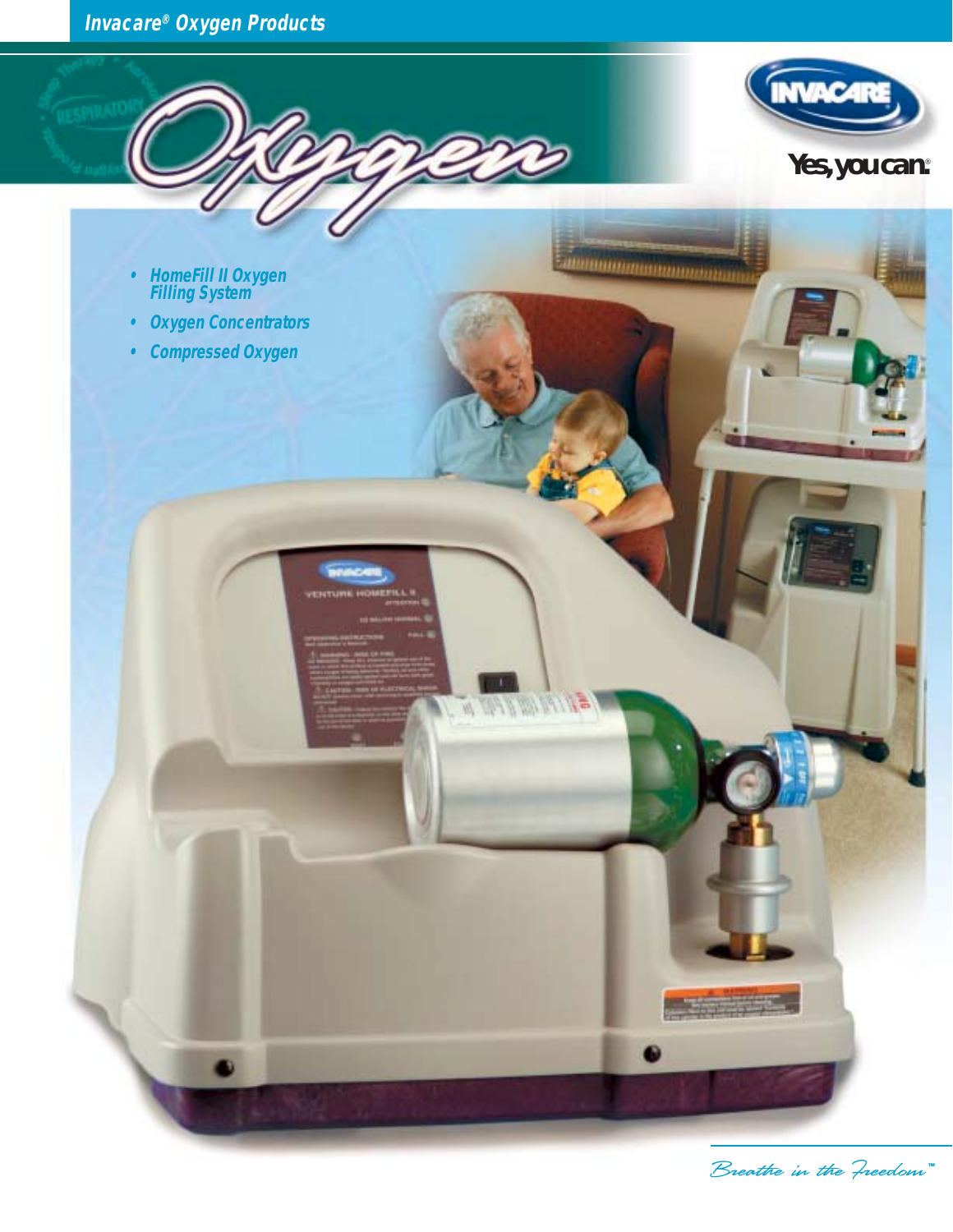# Invacare® Oxygen Products

# Oxygen

INVACARE

Yes, you can.®

- HomeFill II Oxygen Filling System
- Oxygen Concentrators
- Compressed Oxygen

*Breathe in the Freedom™*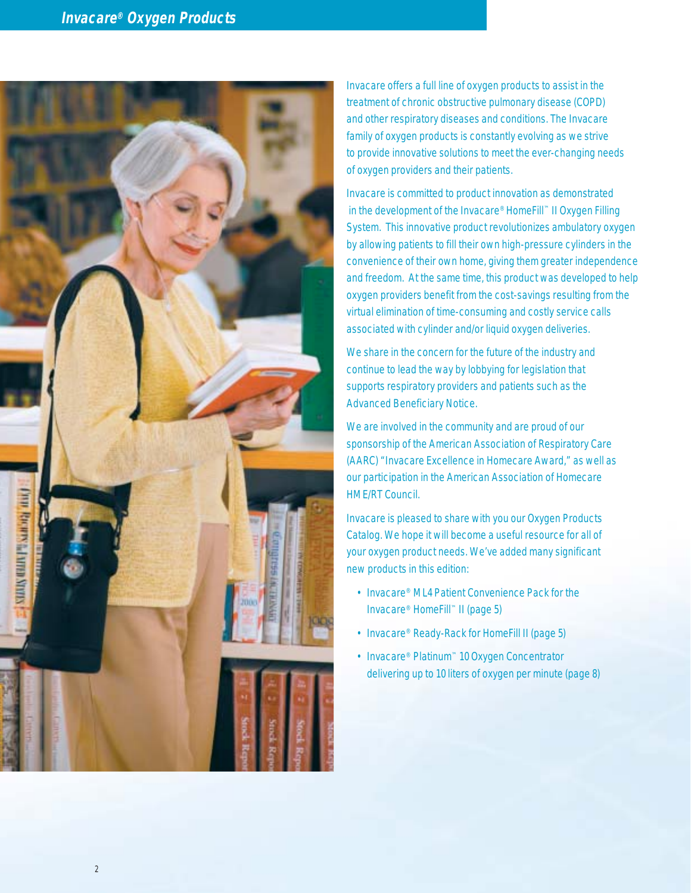Invacare offers a full line of oxygen products to assist in the treatment of chronic obstructive pulmonary disease (COPD) and other respiratory diseases and conditions. The Invacare family of oxygen products is constantly evolving as we strive to provide innovative solutions to meet the ever-changing needs of oxygen providers and their patients.

Invacare is committed to product innovation as demonstrated in the development of the Invacare® HomeFill™ II Oxygen Filling System. This innovative product revolutionizes ambulatory oxygen by allowing patients to fill their own high-pressure cylinders in the convenience of their own home, giving them greater independence and freedom. At the same time, this product was developed to help oxygen providers benefit from the cost-savings resulting from the virtual elimination of time-consuming and costly service calls associated with cylinder and/or liquid oxygen deliveries.

We share in the concern for the future of the industry and continue to lead the way by lobbying for legislation that supports respiratory providers and patients such as the Advanced Beneficiary Notice.

We are involved in the community and are proud of our sponsorship of the American Association of Respiratory Care (AARC) "Invacare Excellence in Homecare Award," as well as our participation in the American Association of Homecare HME/RT Council.

Invacare is pleased to share with you our Oxygen Products Catalog. We hope it will become a useful resource for all of your oxygen product needs. We've added many significant new products in this edition:

- Invacare® ML4 Patient Convenience Pack for the Invacare® HomeFill™ II (page 5)
- Invacare® Ready-Rack for HomeFill II (page 5)
- Invacare® Platinum™ 10 Oxygen Concentrator delivering up to 10 liters of oxygen per minute (page 8)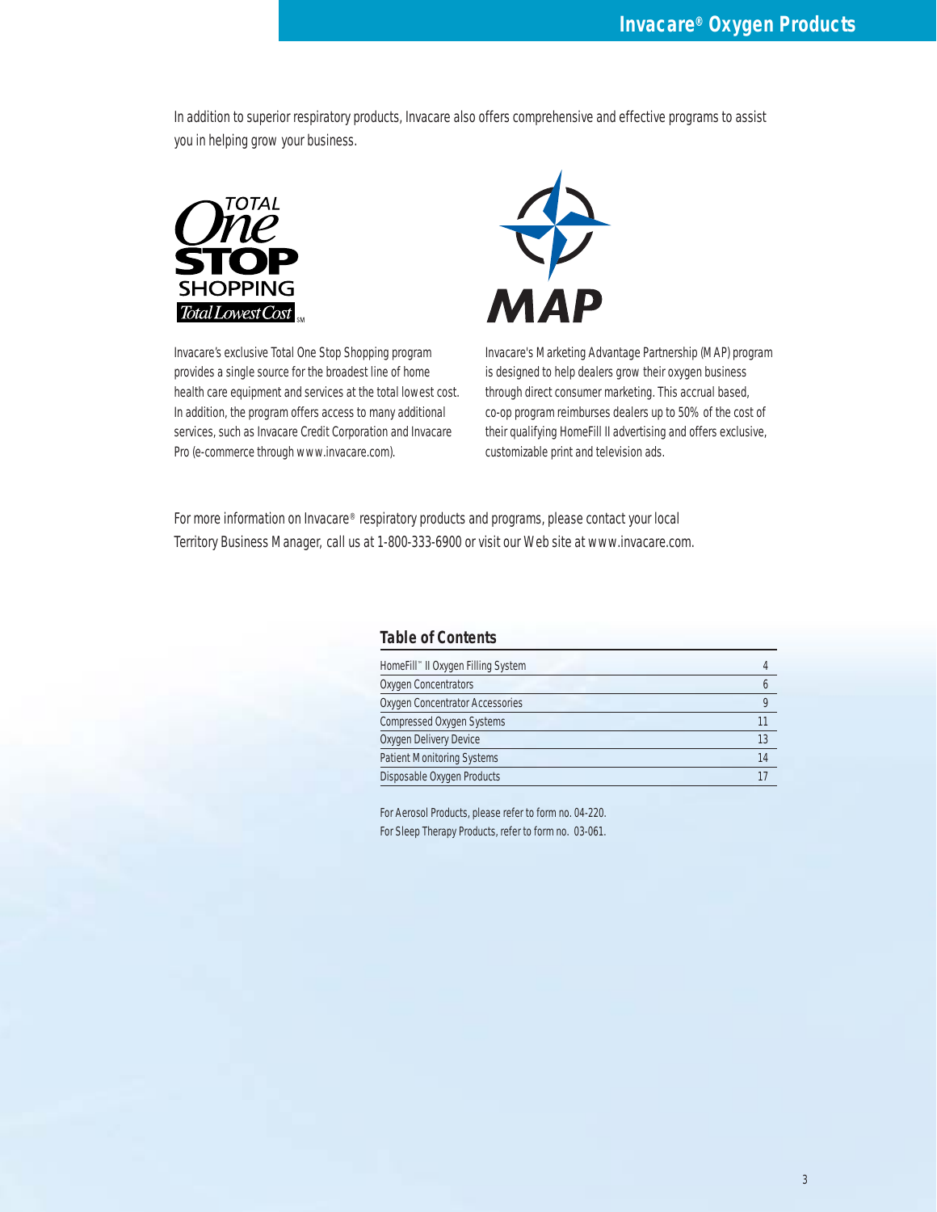In addition to superior respiratory products, Invacare also offers comprehensive and effective programs to assist you in helping grow your business.

TOTAL One STOP SHOPPING Total Lowest Cost SM

Invacare's exclusive Total One Stop Shopping program provides a single source for the broadest line of home health care equipment and services at the total lowest cost. In addition, the program offers access to many additional services, such as Invacare Credit Corporation and Invacare Pro (e-commerce through www.invacare.com).

MAP

Invacare's Marketing Advantage Partnership (MAP) program is designed to help dealers grow their oxygen business through direct consumer marketing. This accrual based, co-op program reimburses dealers up to 50% of the cost of their qualifying HomeFill II advertising and offers exclusive, customizable print and television ads.

For more information on Invacare® respiratory products and programs, please contact your local Territory Business Manager, call us at 1-800-333-6900 or visit our Web site at www.invacare.com.

## Table of Contents

| | |
|---|---|
| HomeFill™ II Oxygen Filling System | 4 |
| Oxygen Concentrators | 6 |
| Oxygen Concentrator Accessories | 9 |
| Compressed Oxygen Systems | 11 |
| Oxygen Delivery Device | 13 |
| Patient Monitoring Systems | 14 |
| Disposable Oxygen Products | 17 |

For Aerosol Products, please refer to form no. 04-220.
For Sleep Therapy Products, refer to form no. 03-061.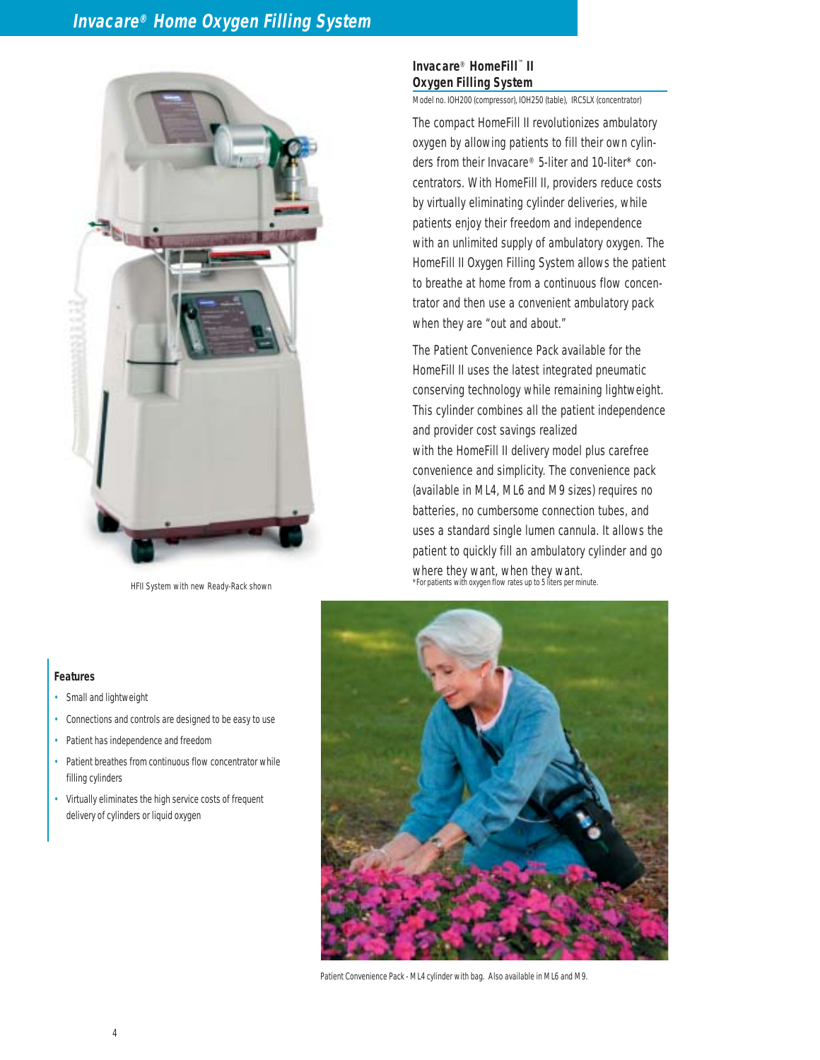# Invacare® Home Oxygen Filling System

HFII System with new Ready-Rack shown

## Invacare® HomeFill™ II Oxygen Filling System

Model no. IOH200 (compressor), IOH250 (table), IRC5LX (concentrator)

The compact HomeFill II revolutionizes ambulatory oxygen by allowing patients to fill their own cylinders from their Invacare® 5-liter and 10-liter* concentrators. With HomeFill II, providers reduce costs by virtually eliminating cylinder deliveries, while patients enjoy their freedom and independence with an unlimited supply of ambulatory oxygen. The HomeFill II Oxygen Filling System allows the patient to breathe at home from a continuous flow concentrator and then use a convenient ambulatory pack when they are "out and about."

The Patient Convenience Pack available for the HomeFill II uses the latest integrated pneumatic conserving technology while remaining lightweight. This cylinder combines all the patient independence and provider cost savings realized with the HomeFill II delivery model plus carefree convenience and simplicity. The convenience pack (available in ML4, ML6 and M9 sizes) requires no batteries, no cumbersome connection tubes, and uses a standard single lumen cannula. It allows the patient to quickly fill an ambulatory cylinder and go where they want, when they want.

*For patients with oxygen flow rates up to 5 liters per minute.

### Features

- Small and lightweight
- Connections and controls are designed to be easy to use
- Patient has independence and freedom
- Patient breathes from continuous flow concentrator while filling cylinders
- Virtually eliminates the high service costs of frequent delivery of cylinders or liquid oxygen

Patient Convenience Pack - ML4 cylinder with bag. Also available in ML6 and M9.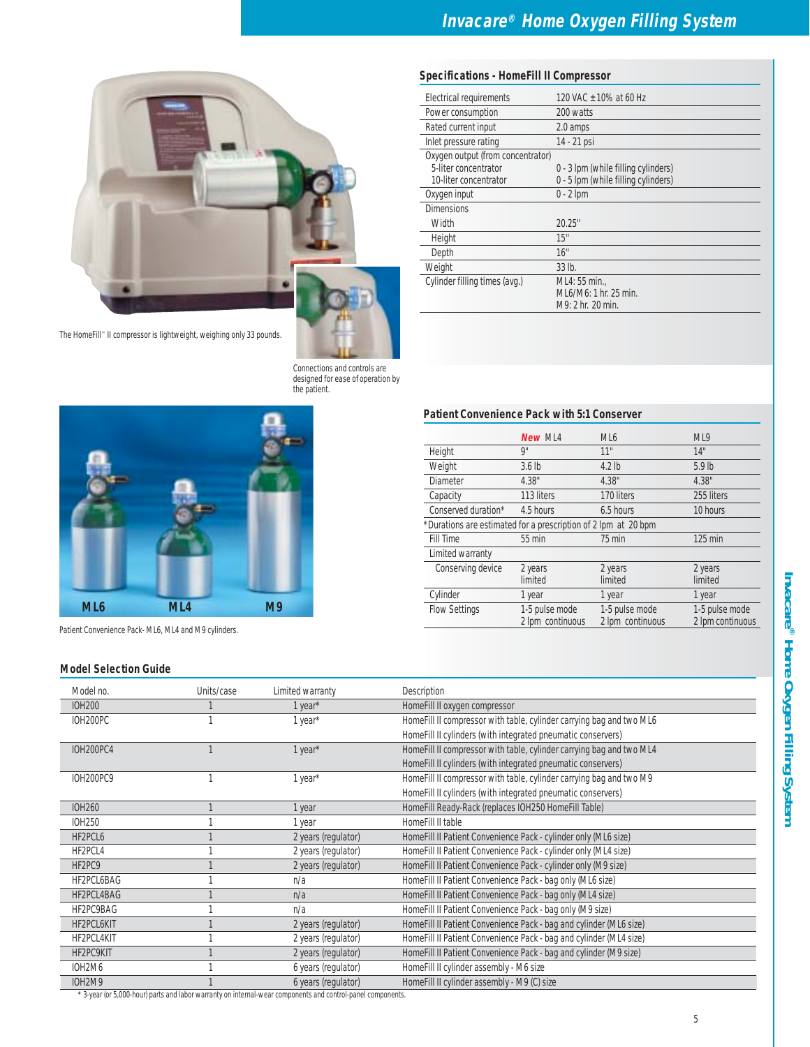The HomeFill™ II compressor is lightweight, weighing only 33 pounds.

Connections and controls are designed for ease of operation by the patient.

## Specifications - HomeFill II Compressor

| | |
|---|---|
| Electrical requirements | 120 VAC ±10% at 60 Hz |
| Power consumption | 200 watts |
| Rated current input | 2.0 amps |
| Inlet pressure rating | 14 - 21 psi |
| Oxygen output (from concentrator) | |
| 5-liter concentrator | 0 - 3 lpm (while filling cylinders) |
| 10-liter concentrator | 0 - 5 lpm (while filling cylinders) |
| Oxygen input | 0 - 2 lpm |
| Dimensions | |
| Width | 20.25" |
| Height | 15" |
| Depth | 16" |
| Weight | 33 lb. |
| Cylinder filling times (avg.) | ML4: 55 min., ML6/M6: 1 hr. 25 min. M9: 2 hr. 20 min. |

ML6 ML4 M9

Patient Convenience Pack- ML6, ML4 and M9 cylinders.

## Patient Convenience Pack with 5:1 Conserver

| | ***New*** ML4 | ML6 | M L9 |
|---|---|---|---|
| Height | 9" | 11" | 14" |
| Weight | 3.6 lb | 4.2 lb | 5.9 lb |
| Diameter | 4.38" | 4.38" | 4.38" |
| Capacity | 113 liters | 170 liters | 255 liters |
| Conserved duration* | 4.5 hours | 6.5 hours | 10 hours |
| *Durations are estimated for a prescription of 2 lpm at 20 bpm | | | |
| Fill Time | 55 min | 75 min | 125 min |
| Limited warranty | | | |
| Conserving device | 2 years limited | 2 years limited | 2 years limited |
| Cylinder | 1 year | 1 year | 1 year |
| Flow Settings | 1-5 pulse mode 2 lpm continuous | 1-5 pulse mode 2 lpm continuous | 1-5 pulse mode 2 lpm continuous |

## Model Selection Guide

| Model no. | Units/case | Limited warranty | Description |
|---|---|---|---|
| IOH200 | 1 | 1 year* | HomeFill II oxygen compressor |
| IOH200PC | 1 | 1 year* | HomeFill II compressor with table, cylinder carrying bag and two ML6 HomeFill II cylinders (with integrated pneumatic conservers) |
| IOH200PC4 | 1 | 1 year* | HomeFill II compressor with table, cylinder carrying bag and two ML4 HomeFill II cylinders (with integrated pneumatic conservers) |
| IOH200PC9 | 1 | 1 year* | HomeFill II compressor with table, cylinder carrying bag and two M9 HomeFill II cylinders (with integrated pneumatic conservers) |
| IOH260 | 1 | 1 year | HomeFill Ready-Rack (replaces IOH250 HomeFill Table) |
| IOH250 | 1 | 1 year | HomeFill II table |
| HF2PCL6 | 1 | 2 years (regulator) | HomeFill II Patient Convenience Pack - cylinder only (ML6 size) |
| HF2PCL4 | 1 | 2 years (regulator) | HomeFill II Patient Convenience Pack - cylinder only (ML4 size) |
| HF2PC9 | 1 | 2 years (regulator) | HomeFill II Patient Convenience Pack - cylinder only (M9 size) |
| HF2PCL6BAG | 1 | n/a | HomeFill II Patient Convenience Pack - bag only (ML6 size) |
| HF2PCL4BAG | 1 | n/a | HomeFill II Patient Convenience Pack - bag only (ML4 size) |
| HF2PC9BAG | 1 | n/a | HomeFill II Patient Convenience Pack - bag only (M9 size) |
| HF2PCL6KIT | 1 | 2 years (regulator) | HomeFill II Patient Convenience Pack - bag and cylinder (ML6 size) |
| HF2PCL4KIT | 1 | 2 years (regulator) | HomeFill II Patient Convenience Pack - bag and cylinder (ML4 size) |
| HF2PC9KIT | 1 | 2 years (regulator) | HomeFill II Patient Convenience Pack - bag and cylinder (M9 size) |
| IOH2M6 | 1 | 6 years (regulator) | HomeFill II cylinder assembly - M6 size |
| IOH2M9 | 1 | 6 years (regulator) | HomeFill II cylinder assembly - M9 (C) size |

* 3-year (or 5,000-hour) parts and labor warranty on internal-wear components and control-panel components.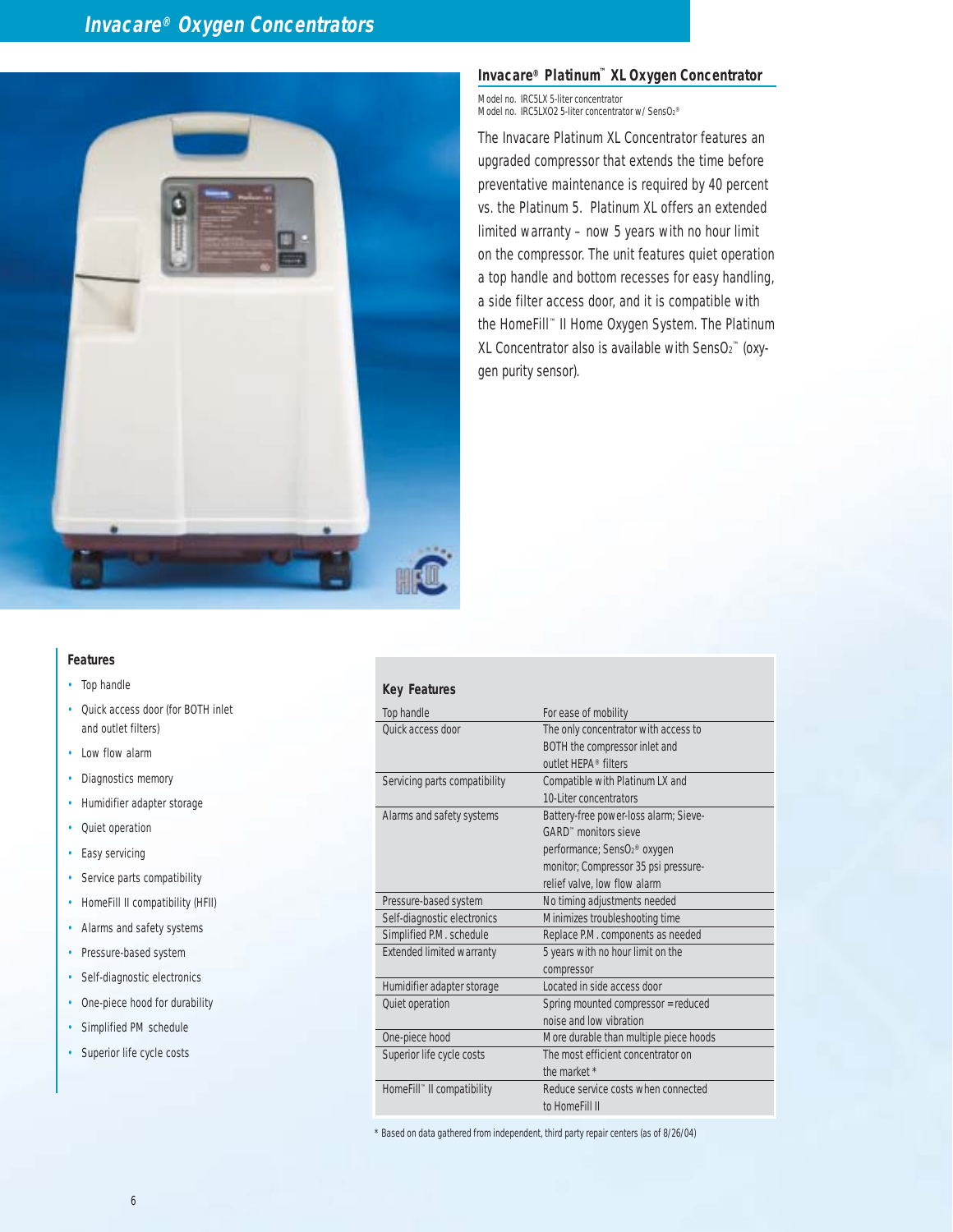## Invacare® Platinum™ XL Oxygen Concentrator

Model no. IRC5LX 5-liter concentrator
Model no. IRC5LXO2 5-liter concentrator w/ SensO2®

The Invacare Platinum XL Concentrator features an upgraded compressor that extends the time before preventative maintenance is required by 40 percent vs. the Platinum 5. Platinum XL offers an extended limited warranty – now 5 years with no hour limit on the compressor. The unit features quiet operation a top handle and bottom recesses for easy handling, a side filter access door, and it is compatible with the HomeFill™ II Home Oxygen System. The Platinum XL Concentrator also is available with SensO2™ (oxygen purity sensor).

### Features

- Top handle
- Quick access door (for BOTH inlet and outlet filters)
- Low flow alarm
- Diagnostics memory
- Humidifier adapter storage
- Quiet operation
- Easy servicing
- Service parts compatibility
- HomeFill II compatibility (HFII)
- Alarms and safety systems
- Pressure-based system
- Self-diagnostic electronics
- One-piece hood for durability
- Simplified PM schedule
- Superior life cycle costs

### Key Features

| | |
|---|---|
| Top handle | For ease of mobility |
| Quick access door | The only concentrator with access to BOTH the compressor inlet and outlet HEPA® filters |
| Servicing parts compatibility | Compatible with Platinum LX and 10-Liter concentrators |
| Alarms and safety systems | Battery-free power-loss alarm; Sieve-GARD™ monitors sieve performance; SensO2® oxygen monitor; Compressor 35 psi pressure-relief valve, low flow alarm |
| Pressure-based system | No timing adjustments needed |
| Self-diagnostic electronics | Minimizes troubleshooting time |
| Simplified P.M. schedule | Replace P.M. components as needed |
| Extended limited warranty | 5 years with no hour limit on the compressor |
| Humidifier adapter storage | Located in side access door |
| Quiet operation | Spring mounted compressor = reduced noise and low vibration |
| One-piece hood | More durable than multiple piece hoods |
| Superior life cycle costs | The most efficient concentrator on the market * |
| HomeFill™ II compatibility | Reduce service costs when connected to HomeFill II |

* Based on data gathered from independent, third party repair centers (as of 8/26/04)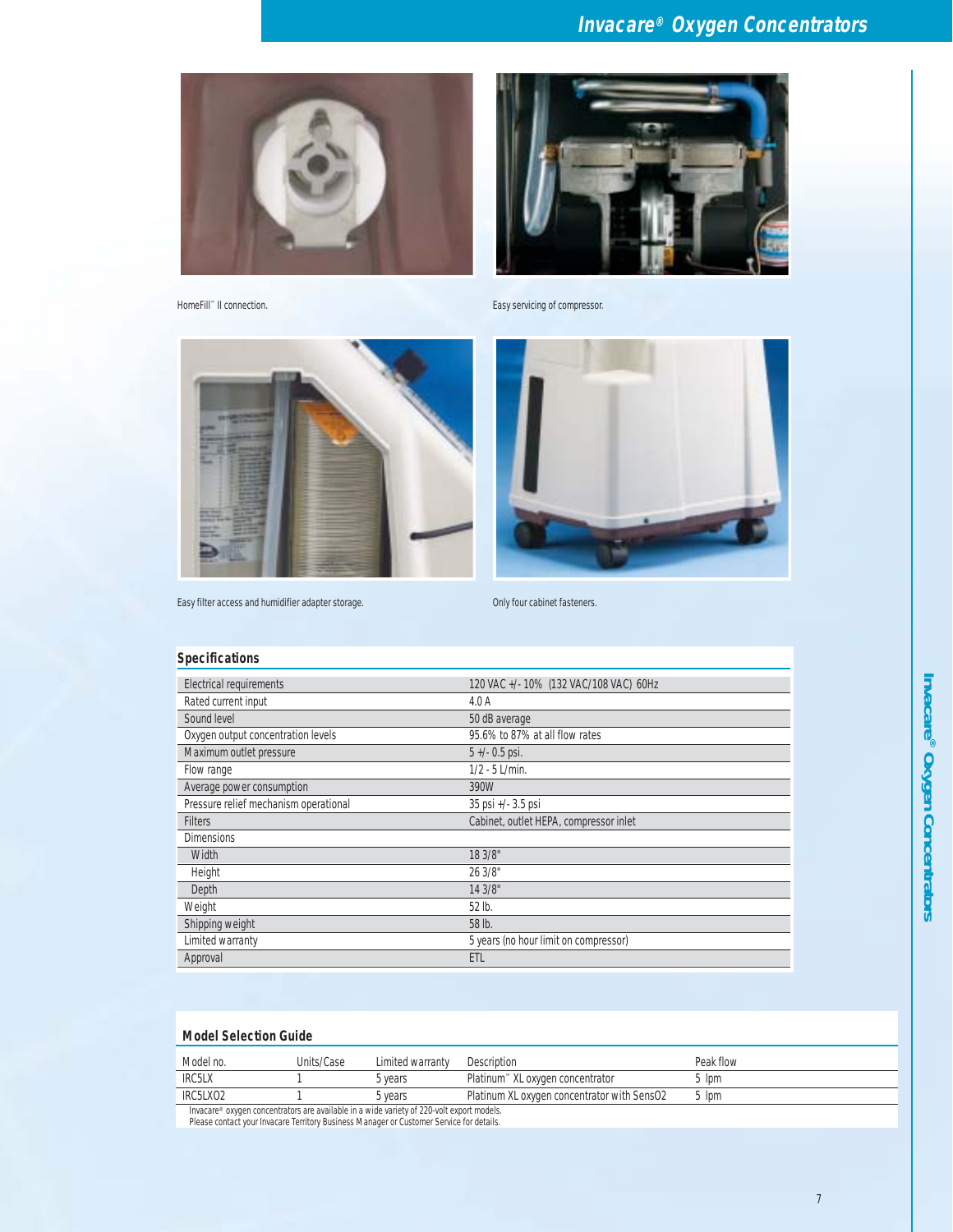HomeFill™ II connection.

Easy servicing of compressor.

Easy filter access and humidifier adapter storage.

Only four cabinet fasteners.

## Specifications

| | |
|---|---|
| Electrical requirements | 120 VAC +/- 10% (132 VAC/108 VAC) 60Hz |
| Rated current input | 4.0 A |
| Sound level | 50 dB average |
| Oxygen output concentration levels | 95.6% to 87% at all flow rates |
| Maximum outlet pressure | 5 +/- 0.5 psi. |
| Flow range | 1/2 - 5 L/min. |
| Average power consumption | 390W |
| Pressure relief mechanism operational | 35 psi +/- 3.5 psi |
| Filters | Cabinet, outlet HEPA, compressor inlet |
| Dimensions | |
| Width | 18 3/8" |
| Height | 26 3/8" |
| Depth | 14 3/8" |
| Weight | 52 lb. |
| Shipping weight | 58 lb. |
| Limited warranty | 5 years (no hour limit on compressor) |
| Approval | ETL |

## Model Selection Guide

| Model no. | Units/Case | Limited warranty | Description | Peak flow |
|---|---|---|---|---|
| IRC5LX | 1 | 5 years | Platinum™ XL oxygen concentrator | 5 lpm |
| IRC5LXO2 | 1 | 5 years | Platinum XL oxygen concentrator with SensO2 | 5 lpm |

Invacare® oxygen concentrators are available in a wide variety of 220-volt export models.
Please contact your Invacare Territory Business Manager or Customer Service for details.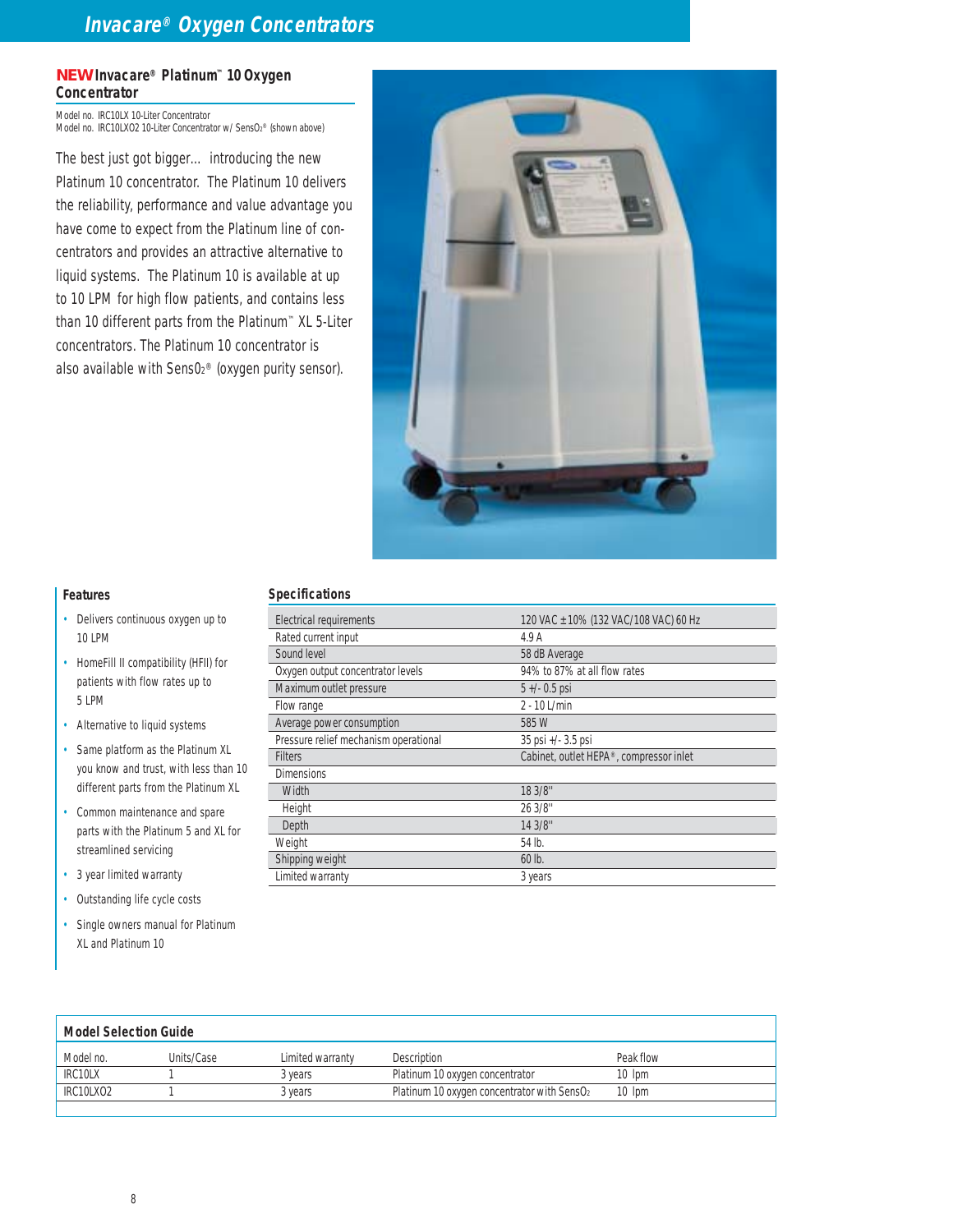## Invacare® Oxygen Concentrators

### NEW Invacare® Platinum™ 10 Oxygen Concentrator

Model no. IRC10LX 10-Liter Concentrator
Model no. IRC10LXO2 10-Liter Concentrator w/ SensO₂® (shown above)

The best just got bigger... introducing the new Platinum 10 concentrator. The Platinum 10 delivers the reliability, performance and value advantage you have come to expect from the Platinum line of concentrators and provides an attractive alternative to liquid systems. The Platinum 10 is available at up to 10 LPM for high flow patients, and contains less than 10 different parts from the Platinum™ XL 5-Liter concentrators. The Platinum 10 concentrator is also available with SensO₂® (oxygen purity sensor).

#### Features

- Delivers continuous oxygen up to 10 LPM
- HomeFill II compatibility (HFII) for patients with flow rates up to 5 LPM
- Alternative to liquid systems
- Same platform as the Platinum XL you know and trust, with less than 10 different parts from the Platinum XL
- Common maintenance and spare parts with the Platinum 5 and XL for streamlined servicing
- 3 year limited warranty
- Outstanding life cycle costs
- Single owners manual for Platinum XL and Platinum 10

#### Specifications

| | |
|---|---|
| Electrical requirements | 120 VAC ± 10% (132 VAC/108 VAC) 60 Hz |
| Rated current input | 4.9 A |
| Sound level | 58 dB Average |
| Oxygen output concentrator levels | 94% to 87% at all flow rates |
| Maximum outlet pressure | 5 +/- 0.5 psi |
| Flow range | 2 - 10 L/min |
| Average power consumption | 585 W |
| Pressure relief mechanism operational | 35 psi +/- 3.5 psi |
| Filters | Cabinet, outlet HEPA®, compressor inlet |
| Dimensions | |
| Width | 18 3/8" |
| Height | 26 3/8" |
| Depth | 14 3/8" |
| Weight | 54 lb. |
| Shipping weight | 60 lb. |
| Limited warranty | 3 years |

#### Model Selection Guide

| Model no. | Units/Case | Limited warranty | Description | Peak flow |
|---|---|---|---|---|
| IRC10LX | 1 | 3 years | Platinum 10 oxygen concentrator | 10 lpm |
| IRC10LXO2 | 1 | 3 years | Platinum 10 oxygen concentrator with SensO₂ | 10 lpm |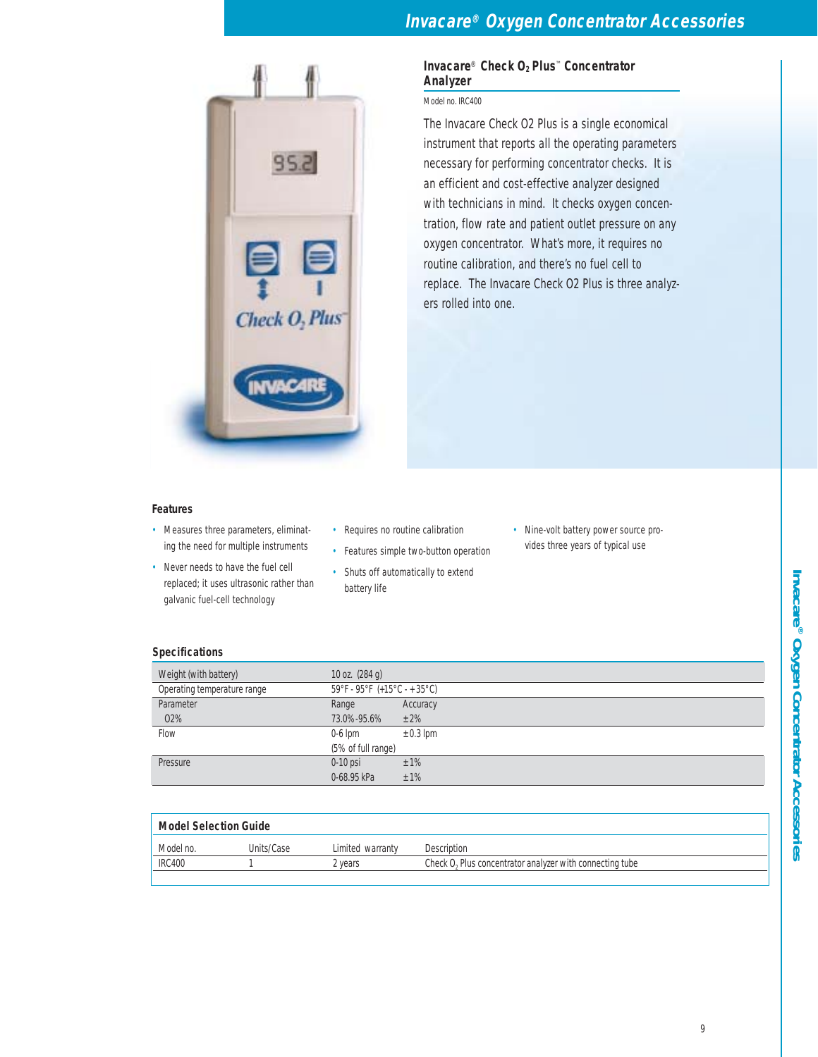## Invacare® Check $O_2$ Plus™ Concentrator Analyzer

Model no. IRC400

The Invacare Check O2 Plus is a single economical instrument that reports all the operating parameters necessary for performing concentrator checks. It is an efficient and cost-effective analyzer designed with technicians in mind. It checks oxygen concentration, flow rate and patient outlet pressure on any oxygen concentrator. What's more, it requires no routine calibration, and there's no fuel cell to replace. The Invacare Check O2 Plus is three analyzers rolled into one.

### Features

- Measures three parameters, eliminating the need for multiple instruments
- Never needs to have the fuel cell replaced; it uses ultrasonic rather than galvanic fuel-cell technology
- Requires no routine calibration
- Features simple two-button operation
- Shuts off automatically to extend battery life
- Nine-volt battery power source provides three years of typical use

### Specifications

| | | |
|---|---|---|
| Weight (with battery) | 10 oz. (284 g) | |
| Operating temperature range | 59°F - 95°F (+15°C - +35°C) | |
| Parameter | Range | Accuracy |
| O2% | 73.0%-95.6% | ±2% |
| Flow | 0-6 lpm<br>(5% of full range) | ±0.3 lpm |
| Pressure | 0-10 psi<br>0-68.95 kPa | ±1%<br>±1% |

### Model Selection Guide

| Model no. | Units/Case | Limited warranty | Description |
|---|---|---|---|
| IRC400 | 1 | 2 years | Check $O_2$ Plus concentrator analyzer with connecting tube |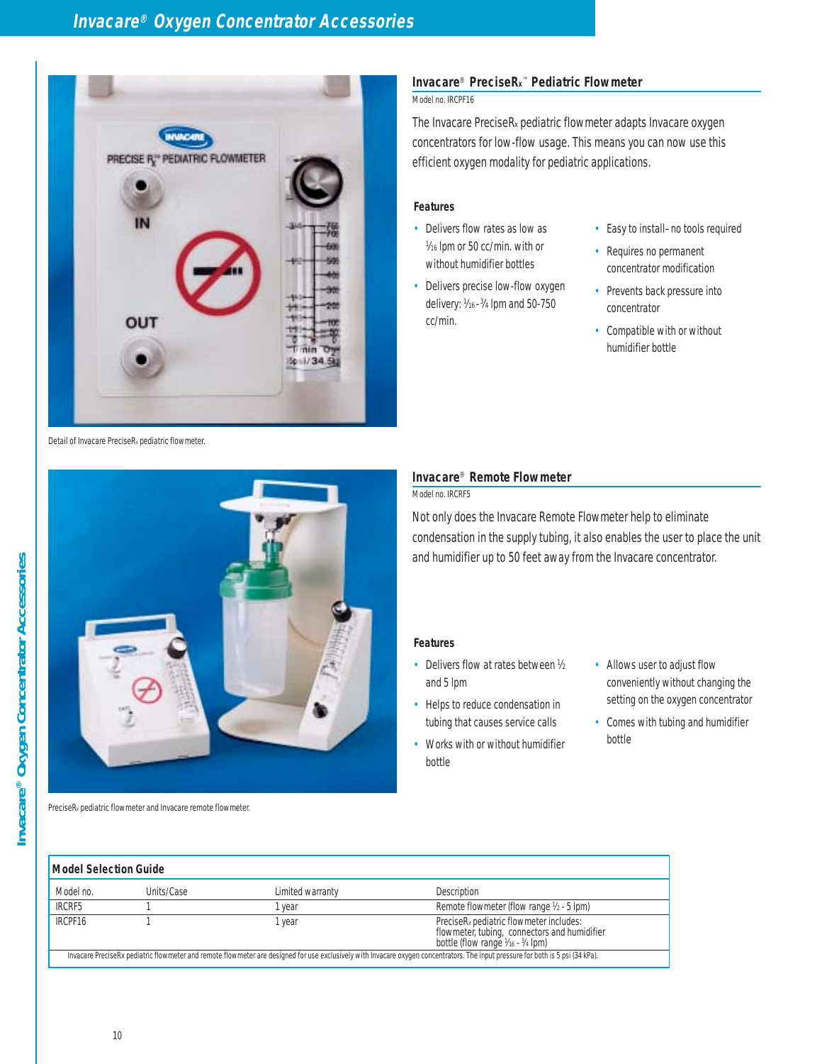# Invacare® Oxygen Concentrator Accessories

Detail of Invacare PreciseRx pediatric flowmeter.

## Invacare® PreciseRx™ Pediatric Flowmeter

Model no. IRCPF16

The Invacare PreciseRx pediatric flowmeter adapts Invacare oxygen concentrators for low-flow usage. This means you can now use this efficient oxygen modality for pediatric applications.

### Features

- Delivers flow rates as low as 1/16 lpm or 50 cc/min. with or without humidifier bottles
- Delivers precise low-flow oxygen delivery: 1/16 - 3/4 lpm and 50-750 cc/min.
- Easy to install–no tools required
- Requires no permanent concentrator modification
- Prevents back pressure into concentrator
- Compatible with or without humidifier bottle

PreciseRx pediatric flowmeter and Invacare remote flowmeter.

## Invacare® Remote Flowmeter

Model no. IRCRF5

Not only does the Invacare Remote Flowmeter help to eliminate condensation in the supply tubing, it also enables the user to place the unit and humidifier up to 50 feet away from the Invacare concentrator.

### Features

- Delivers flow at rates between ½ and 5 lpm
- Helps to reduce condensation in tubing that causes service calls
- Works with or without humidifier bottle
- Allows user to adjust flow conveniently without changing the setting on the oxygen concentrator
- Comes with tubing and humidifier bottle

**Model Selection Guide**

| Model no. | Units/Case | Limited warranty | Description |
|---|---|---|---|
| IRCRF5 | 1 | 1 year | Remote flowmeter (flow range ½ - 5 lpm) |
| IRCPF16 | 1 | 1 year | PreciseRx pediatric flowmeter includes: flowmeter, tubing, connectors and humidifier bottle (flow range 1/16 - ¾ lpm) |

Invacare PreciseRx pediatric flowmeter and remote flowmeter are designed for use exclusively with Invacare oxygen concentrators. The input pressure for both is 5 psi (34 kPa).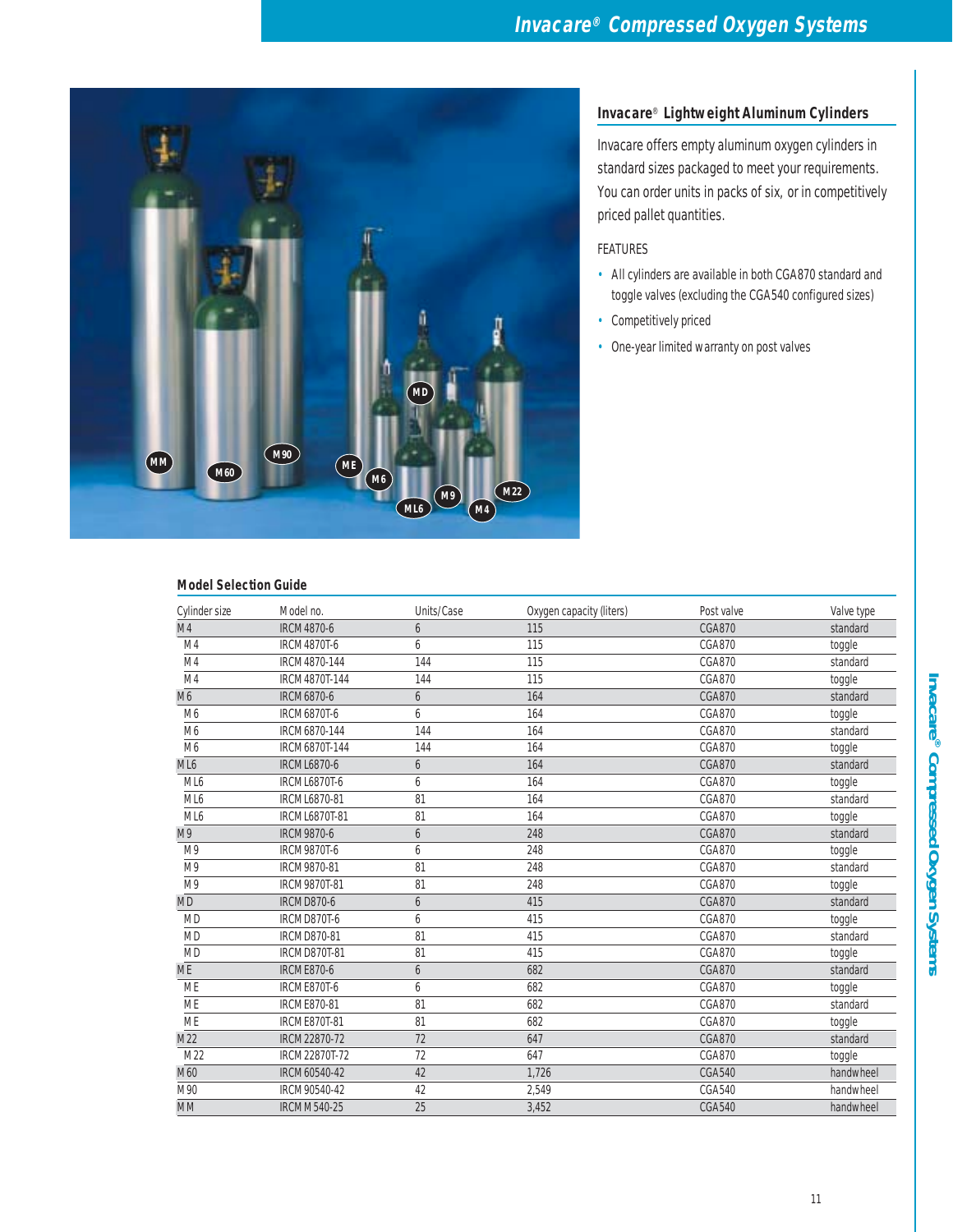## Invacare® Lightweight Aluminum Cylinders

Invacare offers empty aluminum oxygen cylinders in standard sizes packaged to meet your requirements. You can order units in packs of six, or in competitively priced pallet quantities.

FEATURES

- All cylinders are available in both CGA870 standard and toggle valves (excluding the CGA540 configured sizes)
- Competitively priced
- One-year limited warranty on post valves

### Model Selection Guide

| Cylinder size | Model no. | Units/Case | Oxygen capacity (liters) | Post valve | Valve type |
|---|---|---|---|---|---|
| M4 | IRCM 4870-6 | 6 | 115 | CGA870 | standard |
| M4 | IRCM 4870T-6 | 6 | 115 | CGA870 | toggle |
| M4 | IRCM 4870-144 | 144 | 115 | CGA870 | standard |
| M4 | IRCM 4870T-144 | 144 | 115 | CGA870 | toggle |
| M6 | IRCM 6870-6 | 6 | 164 | CGA870 | standard |
| M6 | IRCM 6870T-6 | 6 | 164 | CGA870 | toggle |
| M6 | IRCM 6870-144 | 144 | 164 | CGA870 | standard |
| M6 | IRCM 6870T-144 | 144 | 164 | CGA870 | toggle |
| ML6 | IRCM L6870-6 | 6 | 164 | CGA870 | standard |
| ML6 | IRCM L6870T-6 | 6 | 164 | CGA870 | toggle |
| ML6 | IRCM L6870-81 | 81 | 164 | CGA870 | standard |
| ML6 | IRCM L6870T-81 | 81 | 164 | CGA870 | toggle |
| M9 | IRCM 9870-6 | 6 | 248 | CGA870 | standard |
| M9 | IRCM 9870T-6 | 6 | 248 | CGA870 | toggle |
| M9 | IRCM 9870-81 | 81 | 248 | CGA870 | standard |
| M9 | IRCM 9870T-81 | 81 | 248 | CGA870 | toggle |
| MD | IRCM D870-6 | 6 | 415 | CGA870 | standard |
| MD | IRCM D870T-6 | 6 | 415 | CGA870 | toggle |
| MD | IRCM D870-81 | 81 | 415 | CGA870 | standard |
| MD | IRCM D870T-81 | 81 | 415 | CGA870 | toggle |
| ME | IRCM E870-6 | 6 | 682 | CGA870 | standard |
| ME | IRCM E870T-6 | 6 | 682 | CGA870 | toggle |
| ME | IRCM E870-81 | 81 | 682 | CGA870 | standard |
| ME | IRCM E870T-81 | 81 | 682 | CGA870 | toggle |
| M22 | IRCM 22870-72 | 72 | 647 | CGA870 | standard |
| M22 | IRCM 22870T-72 | 72 | 647 | CGA870 | toggle |
| M60 | IRCM 60540-42 | 42 | 1,726 | CGA540 | handwheel |
| M90 | IRCM 90540-42 | 42 | 2,549 | CGA540 | handwheel |
| MM | IRCM M540-25 | 25 | 3,452 | CGA540 | handwheel |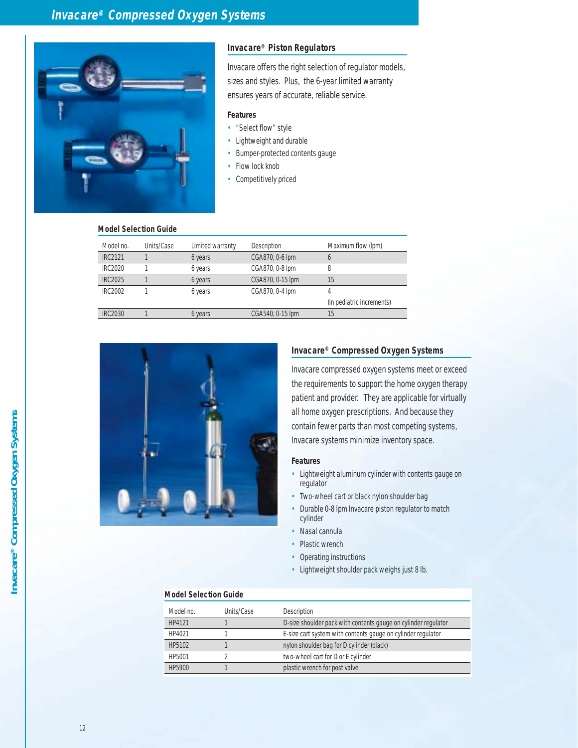# Invacare® Compressed Oxygen Systems

## Invacare® Piston Regulators

Invacare offers the right selection of regulator models, sizes and styles. Plus, the 6-year limited warranty ensures years of accurate, reliable service.

### Features

- "Select flow" style
- Lightweight and durable
- Bumper-protected contents gauge
- Flow lock knob
- Competitively priced

### Model Selection Guide

| Model no. | Units/Case | Limited warranty | Description | Maximum flow (lpm) |
|---|---|---|---|---|
| IRC2121 | 1 | 6 years | CGA870, 0-6 lpm | 6 |
| IRC2020 | 1 | 6 years | CGA870, 0-8 lpm | 8 |
| IRC2025 | 1 | 6 years | CGA870, 0-15 lpm | 15 |
| IRC2002 | 1 | 6 years | CGA870, 0-4 lpm | 4 (in pediatric increments) |
| IRC2030 | 1 | 6 years | CGA540, 0-15 lpm | 15 |

## Invacare® Compressed Oxygen Systems

Invacare compressed oxygen systems meet or exceed the requirements to support the home oxygen therapy patient and provider. They are applicable for virtually all home oxygen prescriptions. And because they contain fewer parts than most competing systems, Invacare systems minimize inventory space.

### Features

- Lightweight aluminum cylinder with contents gauge on regulator
- Two-wheel cart or black nylon shoulder bag
- Durable 0-8 lpm Invacare piston regulator to match cylinder
- Nasal cannula
- Plastic wrench
- Operating instructions
- Lightweight shoulder pack weighs just 8 lb.

### Model Selection Guide

| Model no. | Units/Case | Description |
|---|---|---|
| HP4121 | 1 | D-size shoulder pack with contents gauge on cylinder regulator |
| HP4021 | 1 | E-size cart system with contents gauge on cylinder regulator |
| HP5102 | 1 | nylon shoulder bag for D cylinder (black) |
| HP5001 | 2 | two-wheel cart for D or E cylinder |
| HP5900 | 1 | plastic wrench for post valve |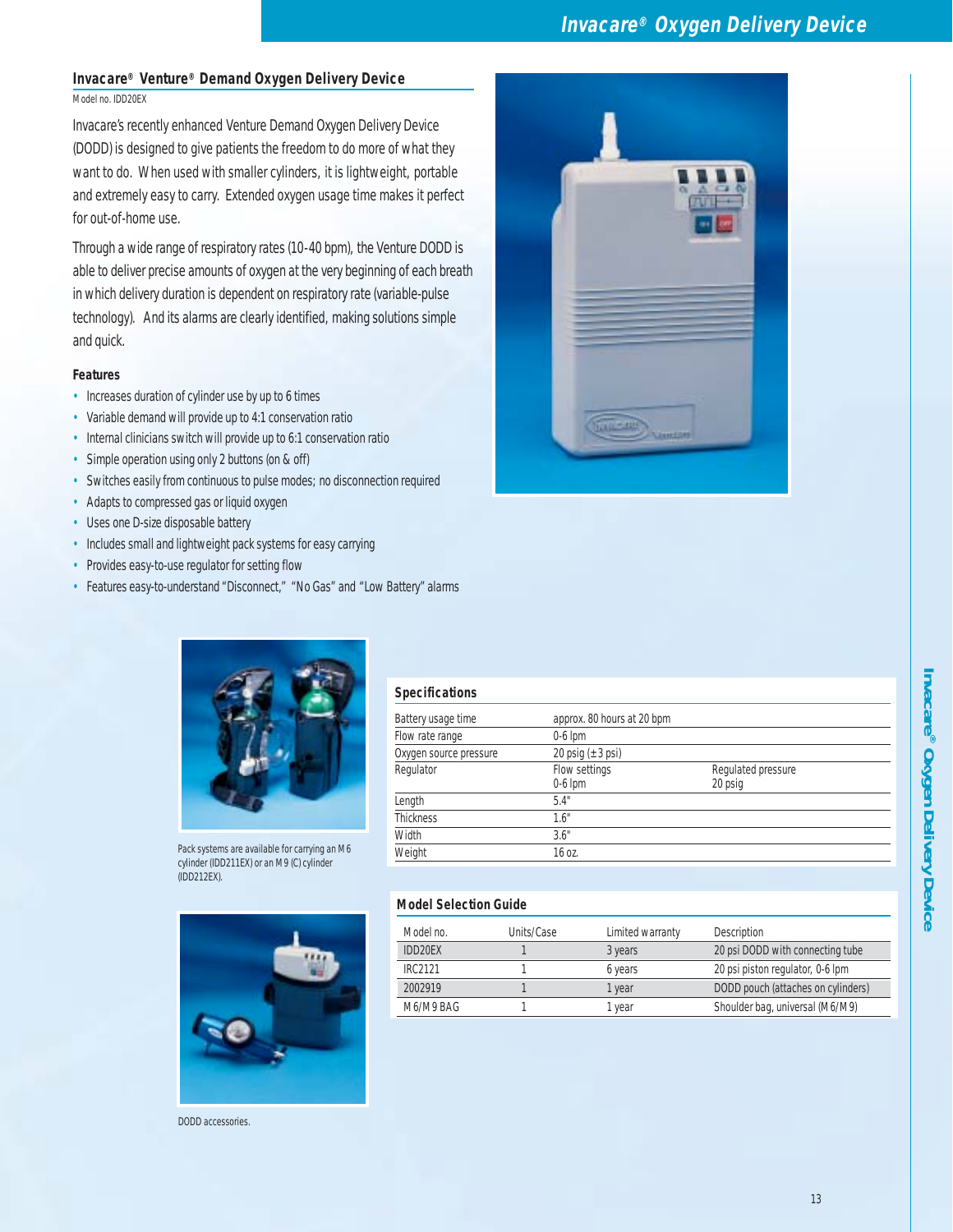## Invacare® Venture® Demand Oxygen Delivery Device

Model no. IDD20EX

Invacare's recently enhanced Venture Demand Oxygen Delivery Device (DODD) is designed to give patients the freedom to do more of what they want to do. When used with smaller cylinders, it is lightweight, portable and extremely easy to carry. Extended oxygen usage time makes it perfect for out-of-home use.

Through a wide range of respiratory rates (10-40 bpm), the Venture DODD is able to deliver precise amounts of oxygen at the very beginning of each breath in which delivery duration is dependent on respiratory rate (variable-pulse technology). And its alarms are clearly identified, making solutions simple and quick.

### Features

- Increases duration of cylinder use by up to 6 times
- Variable demand will provide up to 4:1 conservation ratio
- Internal clinicians switch will provide up to 6:1 conservation ratio
- Simple operation using only 2 buttons (on & off)
- Switches easily from continuous to pulse modes; no disconnection required
- Adapts to compressed gas or liquid oxygen
- Uses one D-size disposable battery
- Includes small and lightweight pack systems for easy carrying
- Provides easy-to-use regulator for setting flow
- Features easy-to-understand "Disconnect," "No Gas" and "Low Battery" alarms

Pack systems are available for carrying an M6 cylinder (IDD211EX) or an M9 (C) cylinder (IDD212EX).

DODD accessories.

### Specifications

| | | |
|---|---|---|
| Battery usage time | approx. 80 hours at 20 bpm | |
| Flow rate range | 0-6 lpm | |
| Oxygen source pressure | 20 psig (±3 psi) | |
| Regulator | Flow settings<br>0-6 lpm | Regulated pressure<br>20 psig |
| Length | 5.4" | |
| Thickness | 1.6" | |
| Width | 3.6" | |
| Weight | 16 oz. | |

### Model Selection Guide

| Model no. | Units/Case | Limited warranty | Description |
|---|---|---|---|
| IDD20EX | 1 | 3 years | 20 psi DODD with connecting tube |
| IRC2121 | 1 | 6 years | 20 psi piston regulator, 0-6 lpm |
| 2002919 | 1 | 1 year | DODD pouch (attaches on cylinders) |
| M6/M9 BAG | 1 | 1 year | Shoulder bag, universal (M6/M9) |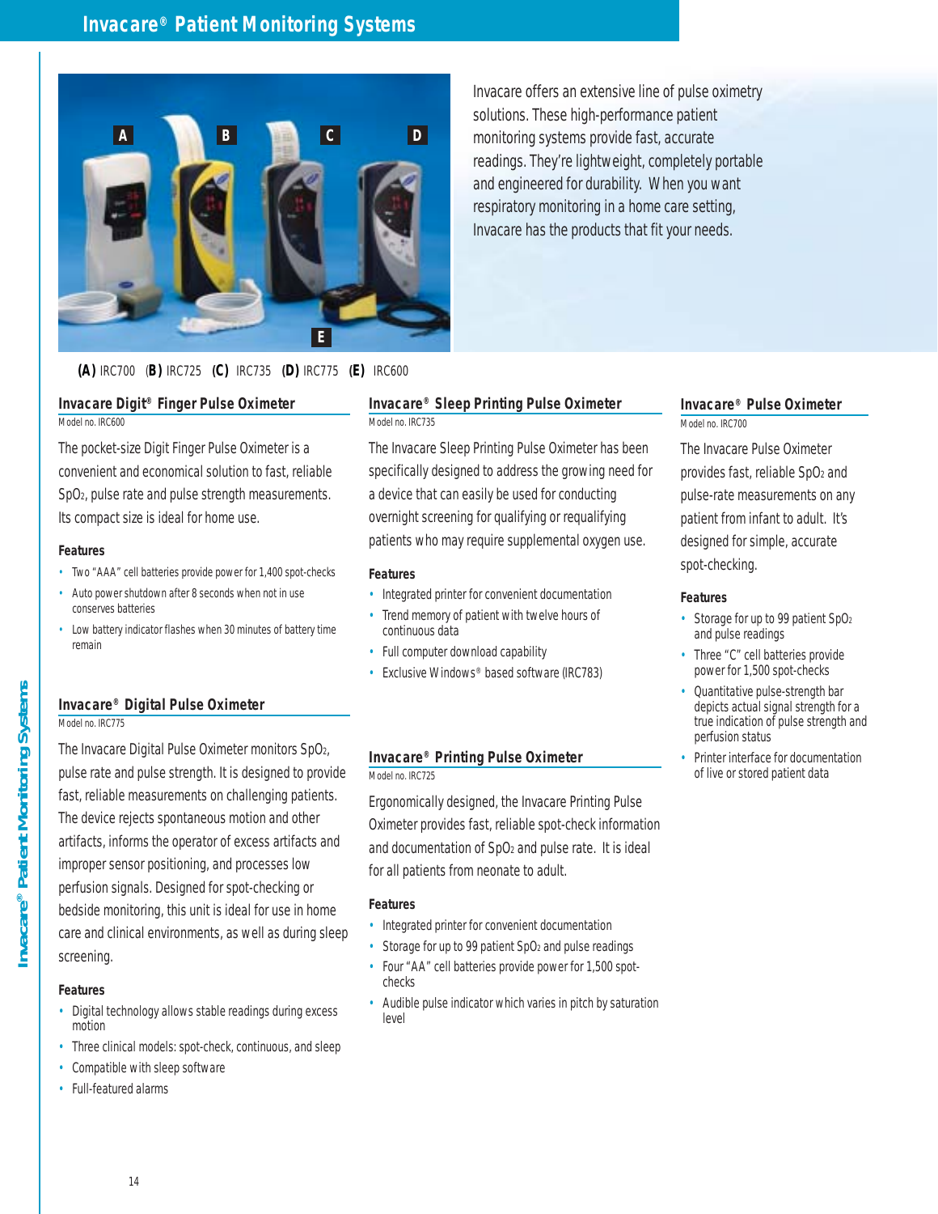# Invacare® Patient Monitoring Systems

Invacare offers an extensive line of pulse oximetry solutions. These high-performance patient monitoring systems provide fast, accurate readings. They're lightweight, completely portable and engineered for durability. When you want respiratory monitoring in a home care setting, Invacare has the products that fit your needs.

**(A)** IRC700 **(B)** IRC725 **(C)** IRC735 **(D)** IRC775 **(E)** IRC600

## Invacare Digit® Finger Pulse Oximeter

Model no. IRC600

The pocket-size Digit Finger Pulse Oximeter is a convenient and economical solution to fast, reliable $SpO_2$, pulse rate and pulse strength measurements. Its compact size is ideal for home use.

**Features**

- Two "AAA" cell batteries provide power for 1,400 spot-checks
- Auto power shutdown after 8 seconds when not in use conserves batteries
- Low battery indicator flashes when 30 minutes of battery time remain

## Invacare® Digital Pulse Oximeter

Model no. IRC775

The Invacare Digital Pulse Oximeter monitors $SpO_2$, pulse rate and pulse strength. It is designed to provide fast, reliable measurements on challenging patients. The device rejects spontaneous motion and other artifacts, informs the operator of excess artifacts and improper sensor positioning, and processes low perfusion signals. Designed for spot-checking or bedside monitoring, this unit is ideal for use in home care and clinical environments, as well as during sleep screening.

**Features**

- Digital technology allows stable readings during excess motion
- Three clinical models: spot-check, continuous, and sleep
- Compatible with sleep software
- Full-featured alarms

## Invacare® Sleep Printing Pulse Oximeter

Model no. IRC735

The Invacare Sleep Printing Pulse Oximeter has been specifically designed to address the growing need for a device that can easily be used for conducting overnight screening for qualifying or requalifying patients who may require supplemental oxygen use.

**Features**

- Integrated printer for convenient documentation
- Trend memory of patient with twelve hours of continuous data
- Full computer download capability
- Exclusive Windows® based software (IRC783)

## Invacare® Printing Pulse Oximeter

Model no. IRC725

Ergonomically designed, the Invacare Printing Pulse Oximeter provides fast, reliable spot-check information and documentation of $SpO_2$ and pulse rate. It is ideal for all patients from neonate to adult.

**Features**

- Integrated printer for convenient documentation
- Storage for up to 99 patient $SpO_2$ and pulse readings
- Four "AA" cell batteries provide power for 1,500 spot-checks
- Audible pulse indicator which varies in pitch by saturation level

## Invacare® Pulse Oximeter

Model no. IRC700

The Invacare Pulse Oximeter provides fast, reliable $SpO_2$ and pulse-rate measurements on any patient from infant to adult. It's designed for simple, accurate spot-checking.

**Features**

- Storage for up to 99 patient $SpO_2$ and pulse readings
- Three "C" cell batteries provide power for 1,500 spot-checks
- Quantitative pulse-strength bar depicts actual signal strength for a true indication of pulse strength and perfusion status
- Printer interface for documentation of live or stored patient data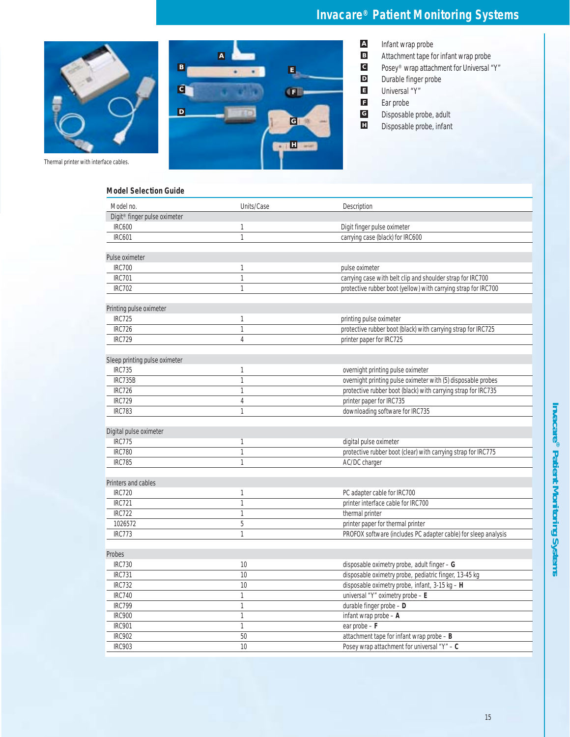# Invacare® Patient Monitoring Systems

Thermal printer with interface cables.

- **A** Infant wrap probe
- **B** Attachment tape for infant wrap probe
- **C** Posey® wrap attachment for Universal "Y"
- **D** Durable finger probe
- **E** Universal "Y"
- **F** Ear probe
- **G** Disposable probe, adult
- **H** Disposable probe, infant

## Model Selection Guide

| Model no. | Units/Case | Description |
|---|---|---|
| **Digit® finger pulse oximeter** | | |
| IRC600 | 1 | Digit finger pulse oximeter |
| IRC601 | 1 | carrying case (black) for IRC600 |
| **Pulse oximeter** | | |
| IRC700 | 1 | pulse oximeter |
| IRC701 | 1 | carrying case with belt clip and shoulder strap for IRC700 |
| IRC702 | 1 | protective rubber boot (yellow) with carrying strap for IRC700 |
| **Printing pulse oximeter** | | |
| IRC725 | 1 | printing pulse oximeter |
| IRC726 | 1 | protective rubber boot (black) with carrying strap for IRC725 |
| IRC729 | 4 | printer paper for IRC725 |
| **Sleep printing pulse oximeter** | | |
| IRC735 | 1 | overnight printing pulse oximeter |
| IRC735B | 1 | overnight printing pulse oximeter with (5) disposable probes |
| IRC726 | 1 | protective rubber boot (black) with carrying strap for IRC735 |
| IRC729 | 4 | printer paper for IRC735 |
| IRC783 | 1 | downloading software for IRC735 |
| **Digital pulse oximeter** | | |
| IRC775 | 1 | digital pulse oximeter |
| IRC780 | 1 | protective rubber boot (clear) with carrying strap for IRC775 |
| IRC785 | 1 | AC/DC charger |
| **Printers and cables** | | |
| IRC720 | 1 | PC adapter cable for IRC700 |
| IRC721 | 1 | printer interface cable for IRC700 |
| IRC722 | 1 | thermal printer |
| 1026572 | 5 | printer paper for thermal printer |
| IRC773 | 1 | PROFOX software (includes PC adapter cable) for sleep analysis |
| **Probes** | | |
| IRC730 | 10 | disposable oximetry probe, adult finger – **G** |
| IRC731 | 10 | disposable oximetry probe, pediatric finger, 13-45 kg |
| IRC732 | 10 | disposable oximetry probe, infant, 3-15 kg – **H** |
| IRC740 | 1 | universal "Y" oximetry probe – **E** |
| IRC799 | 1 | durable finger probe – **D** |
| IRC900 | 1 | infant wrap probe – **A** |
| IRC901 | 1 | ear probe – **F** |
| IRC902 | 50 | attachment tape for infant wrap probe – **B** |
| IRC903 | 10 | Posey wrap attachment for universal "Y" – **C** |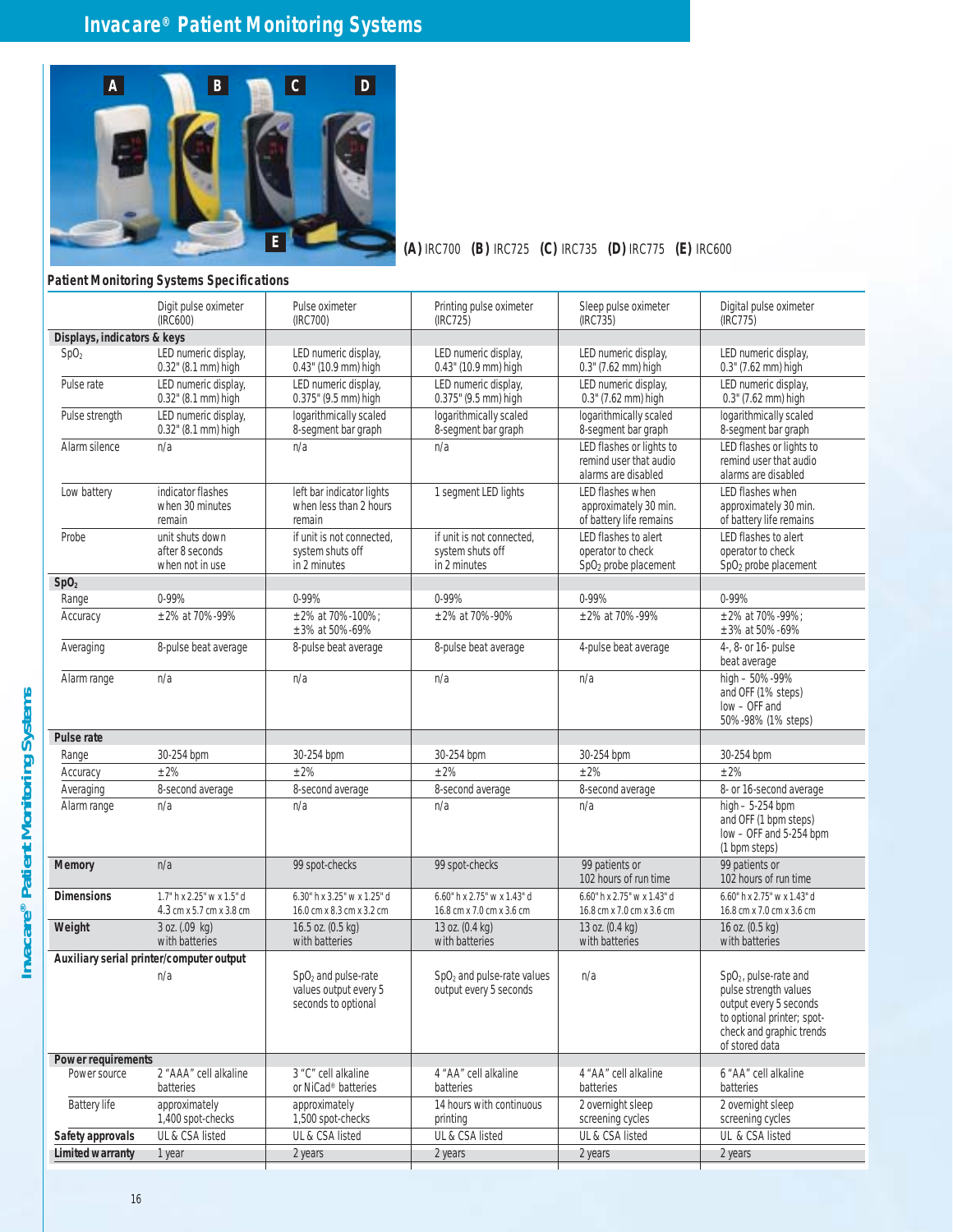# Invacare® Patient Monitoring Systems

**(A)** IRC700 **(B)** IRC725 **(C)** IRC735 **(D)** IRC775 **(E)** IRC600

### Patient Monitoring Systems Specifications

| | Digit pulse oximeter (IRC600) | Pulse oximeter (IRC700) | Printing pulse oximeter (IRC725) | Sleep pulse oximeter (IRC735) | Digital pulse oximeter (IRC775) |
|---|---|---|---|---|---|
| **Displays, indicators & keys** | | | | | |
| $SpO_2$ | LED numeric display, 0.32" (8.1 mm) high | LED numeric display, 0.43" (10.9 mm) high | LED numeric display, 0.43" (10.9 mm) high | LED numeric display, 0.3" (7.62 mm) high | LED numeric display, 0.3" (7.62 mm) high |
| Pulse rate | LED numeric display, 0.32" (8.1 mm) high | LED numeric display, 0.375" (9.5 mm) high | LED numeric display, 0.375" (9.5 mm) high | LED numeric display, 0.3" (7.62 mm) high | LED numeric display, 0.3" (7.62 mm) high |
| Pulse strength | LED numeric display, 0.32" (8.1 mm) high | logarithmically scaled 8-segment bar graph | logarithmically scaled 8-segment bar graph | logarithmically scaled 8-segment bar graph | logarithmically scaled 8-segment bar graph |
| Alarm silence | n/a | n/a | n/a | LED flashes or lights to remind user that audio alarms are disabled | LED flashes or lights to remind user that audio alarms are disabled |
| Low battery | indicator flashes when 30 minutes remain | left bar indicator lights when less than 2 hours remain | 1 segment LED lights | LED flashes when approximately 30 min. of battery life remains | LED flashes when approximately 30 min. of battery life remains |
| Probe | unit shuts down after 8 seconds when not in use | if unit is not connected, system shuts off in 2 minutes | if unit is not connected, system shuts off in 2 minutes | LED flashes to alert operator to check $SpO_2$ probe placement | LED flashes to alert operator to check $SpO_2$ probe placement |
| **$SpO_2$** | | | | | |
| Range | 0-99% | 0-99% | 0-99% | 0-99% | 0-99% |
| Accuracy | ±2% at 70%-99% | ±2% at 70%-100%; ±3% at 50%-69% | ±2% at 70%-90% | ±2% at 70%-99% | ±2% at 70%-99%; ±3% at 50%-69% |
| Averaging | 8-pulse beat average | 8-pulse beat average | 8-pulse beat average | 4-pulse beat average | 4-, 8- or 16- pulse beat average |
| Alarm range | n/a | n/a | n/a | n/a | high – 50%-99% and OFF (1% steps) low – OFF and 50%-98% (1% steps) |
| **Pulse rate** | | | | | |
| Range | 30-254 bpm | 30-254 bpm | 30-254 bpm | 30-254 bpm | 30-254 bpm |
| Accuracy | ±2% | ±2% | ±2% | ±2% | ±2% |
| Averaging | 8-second average | 8-second average | 8-second average | 8-second average | 8- or 16-second average |
| Alarm range | n/a | n/a | n/a | n/a | high – 5-254 bpm and OFF (1 bpm steps) low – OFF and 5-254 bpm (1 bpm steps) |
| **Memory** | n/a | 99 spot-checks | 99 spot-checks | 99 patients or 102 hours of run time | 99 patients or 102 hours of run time |
| **Dimensions** | 1.7" h x 2.25" w x 1.5" d 4.3 cm x 5.7 cm x 3.8 cm | 6.30" h x 3.25" w x 1.25" d 16.0 cm x 8.3 cm x 3.2 cm | 6.60" h x 2.75" w x 1.43" d 16.8 cm x 7.0 cm x 3.6 cm | 6.60" h x 2.75" w x 1.43" d 16.8 cm x 7.0 cm x 3.6 cm | 6.60" h x 2.75" w x 1.43" d 16.8 cm x 7.0 cm x 3.6 cm |
| **Weight** | 3 oz. (.09 kg) with batteries | 16.5 oz. (0.5 kg) with batteries | 13 oz. (0.4 kg) with batteries | 13 oz. (0.4 kg) with batteries | 16 oz. (0.5 kg) with batteries |
| **Auxiliary serial printer/computer output** | n/a | $SpO_2$ and pulse-rate values output every 5 seconds to optional | $SpO_2$ and pulse-rate values output every 5 seconds | n/a | $SpO_2$, pulse-rate and pulse strength values output every 5 seconds to optional printer; spot-check and graphic trends of stored data |
| **Power requirements** | | | | | |
| Power source | 2 "AAA" cell alkaline batteries | 3 "C" cell alkaline or NiCad® batteries | 4 "AA" cell alkaline batteries | 4 "AA" cell alkaline batteries | 6 "AA" cell alkaline batteries |
| Battery life | approximately 1,400 spot-checks | approximately 1,500 spot-checks | 14 hours with continuous printing | 2 overnight sleep screening cycles | 2 overnight sleep screening cycles |
| **Safety approvals** | UL & CSA listed | UL & CSA listed | UL & CSA listed | UL & CSA listed | UL & CSA listed |
| **Limited warranty** | 1 year | 2 years | 2 years | 2 years | 2 years |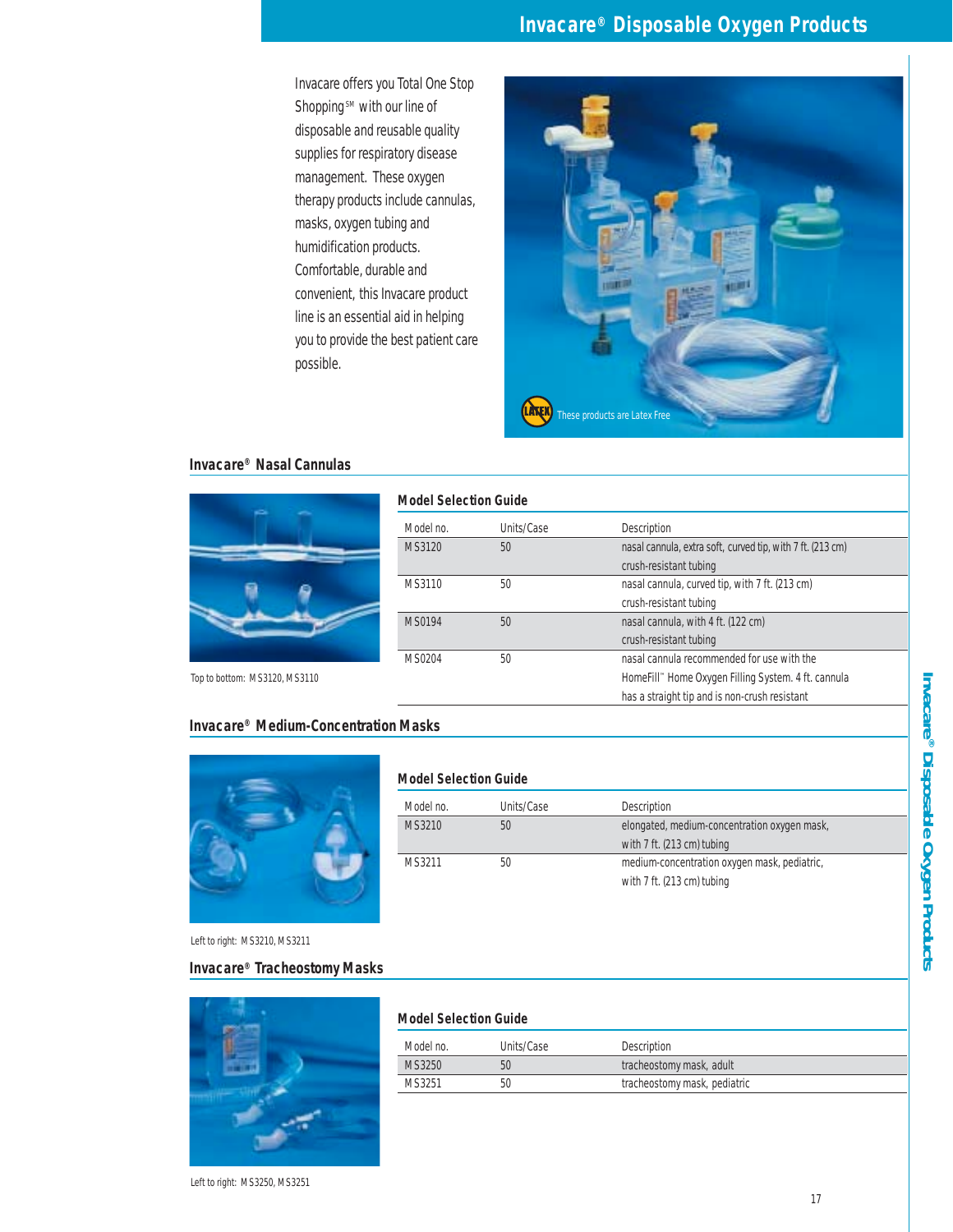# Invacare® Disposable Oxygen Products

Invacare offers you Total One Stop Shopping℠ with our line of disposable and reusable quality supplies for respiratory disease management. These oxygen therapy products include cannulas, masks, oxygen tubing and humidification products. Comfortable, durable and convenient, this Invacare product line is an essential aid in helping you to provide the best patient care possible.

These products are Latex Free

## Invacare® Nasal Cannulas

Top to bottom: MS3120, MS3110

### Model Selection Guide

| Model no. | Units/Case | Description |
|---|---|---|
| MS3120 | 50 | nasal cannula, extra soft, curved tip, with 7 ft. (213 cm) crush-resistant tubing |
| MS3110 | 50 | nasal cannula, curved tip, with 7 ft. (213 cm) crush-resistant tubing |
| MS0194 | 50 | nasal cannula, with 4 ft. (122 cm) crush-resistant tubing |
| MS0204 | 50 | nasal cannula recommended for use with the HomeFill™ Home Oxygen Filling System. 4 ft. cannula has a straight tip and is non-crush resistant |

## Invacare® Medium-Concentration Masks

Left to right: MS3210, MS3211

### Model Selection Guide

| Model no. | Units/Case | Description |
|---|---|---|
| MS3210 | 50 | elongated, medium-concentration oxygen mask, with 7 ft. (213 cm) tubing |
| MS3211 | 50 | medium-concentration oxygen mask, pediatric, with 7 ft. (213 cm) tubing |

## Invacare® Tracheostomy Masks

Left to right: MS3250, MS3251

### Model Selection Guide

| Model no. | Units/Case | Description |
|---|---|---|
| MS3250 | 50 | tracheostomy mask, adult |
| MS3251 | 50 | tracheostomy mask, pediatric |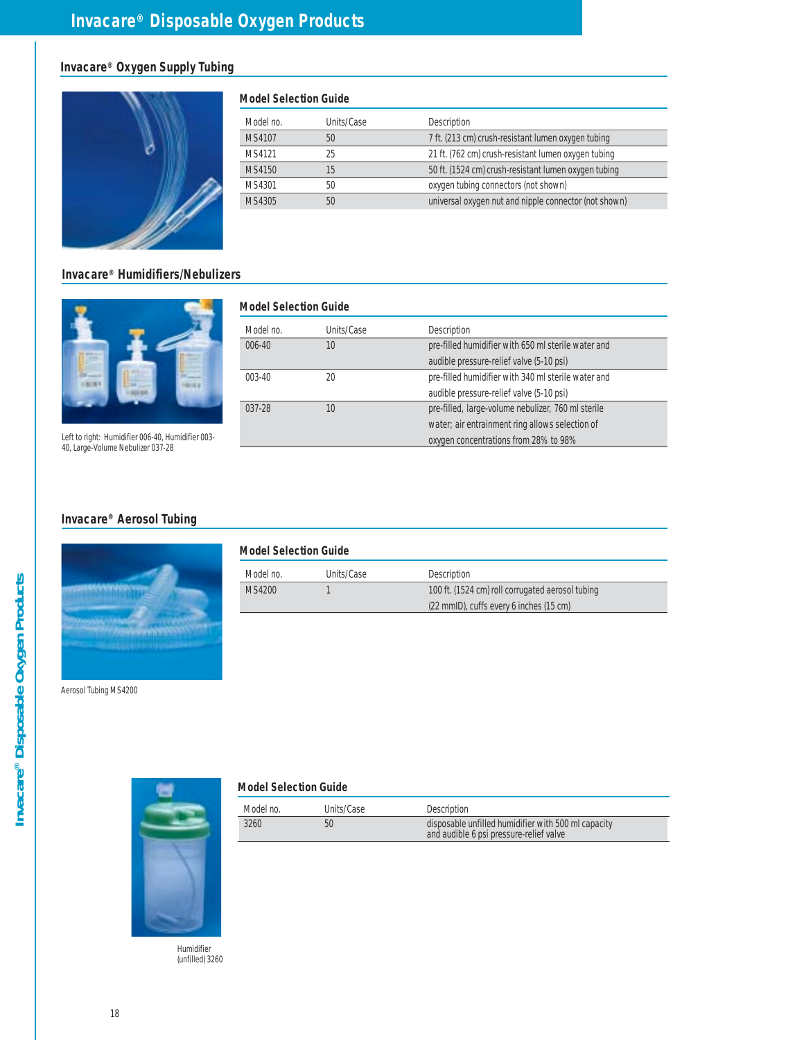# Invacare® Disposable Oxygen Products

## Invacare® Oxygen Supply Tubing

### Model Selection Guide

| Model no. | Units/Case | Description |
|---|---|---|
| MS4107 | 50 | 7 ft. (213 cm) crush-resistant lumen oxygen tubing |
| MS4121 | 25 | 21 ft. (762 cm) crush-resistant lumen oxygen tubing |
| MS4150 | 15 | 50 ft. (1524 cm) crush-resistant lumen oxygen tubing |
| MS4301 | 50 | oxygen tubing connectors (not shown) |
| MS4305 | 50 | universal oxygen nut and nipple connector (not shown) |

## Invacare® Humidifiers/Nebulizers

Left to right: Humidifier 006-40, Humidifier 003-40, Large-Volume Nebulizer 037-28

### Model Selection Guide

| Model no. | Units/Case | Description |
|---|---|---|
| 006-40 | 10 | pre-filled humidifier with 650 ml sterile water and audible pressure-relief valve (5-10 psi) |
| 003-40 | 20 | pre-filled humidifier with 340 ml sterile water and audible pressure-relief valve (5-10 psi) |
| 037-28 | 10 | pre-filled, large-volume nebulizer, 760 ml sterile water; air entrainment ring allows selection of oxygen concentrations from 28% to 98% |

## Invacare® Aerosol Tubing

Aerosol Tubing MS4200

### Model Selection Guide

| Model no. | Units/Case | Description |
|---|---|---|
| MS4200 | 1 | 100 ft. (1524 cm) roll corrugated aerosol tubing (22 mmID), cuffs every 6 inches (15 cm) |

Humidifier (unfilled) 3260

### Model Selection Guide

| Model no. | Units/Case | Description |
|---|---|---|
| 3260 | 50 | disposable unfilled humidifier with 500 ml capacity and audible 6 psi pressure-relief valve |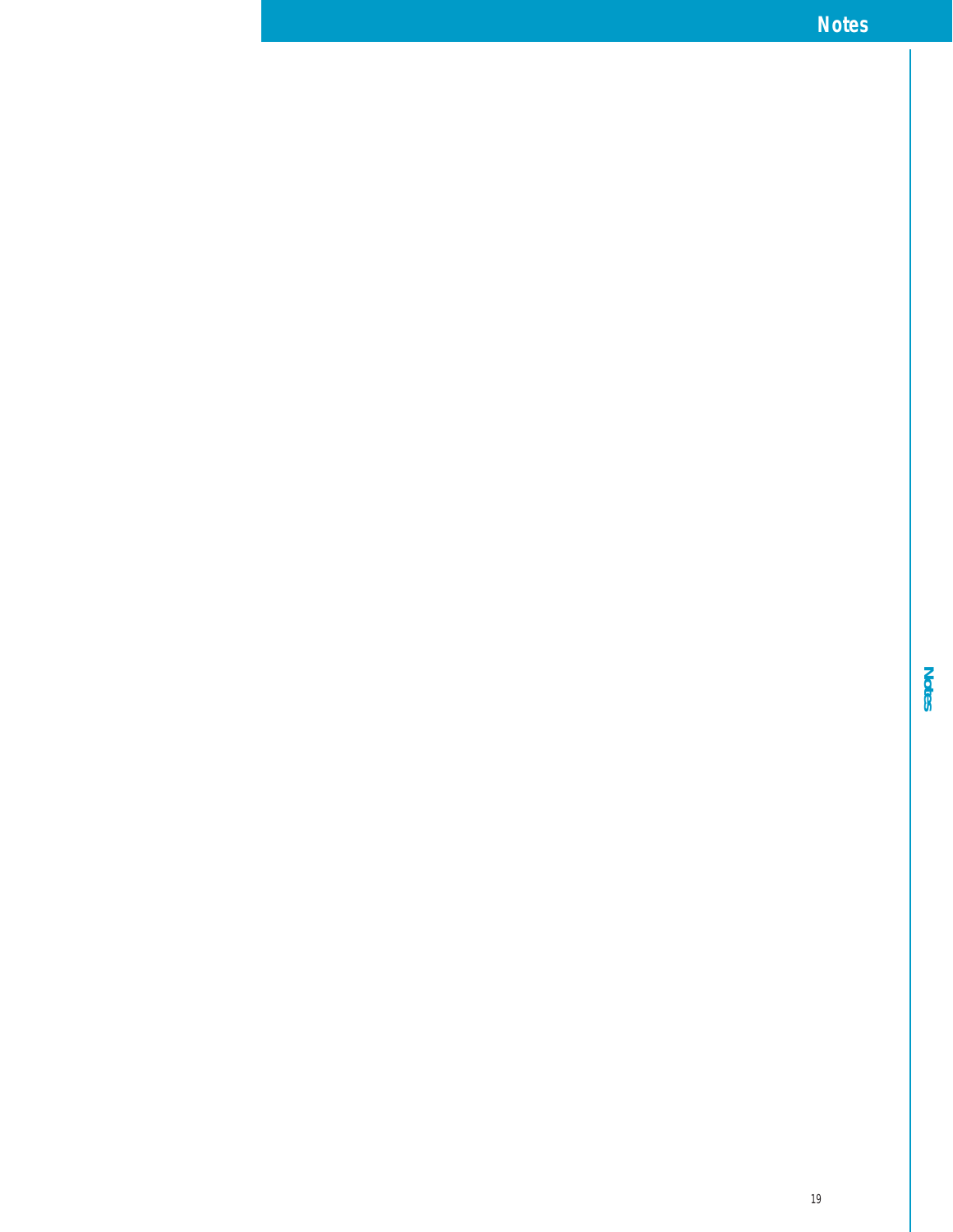# Notes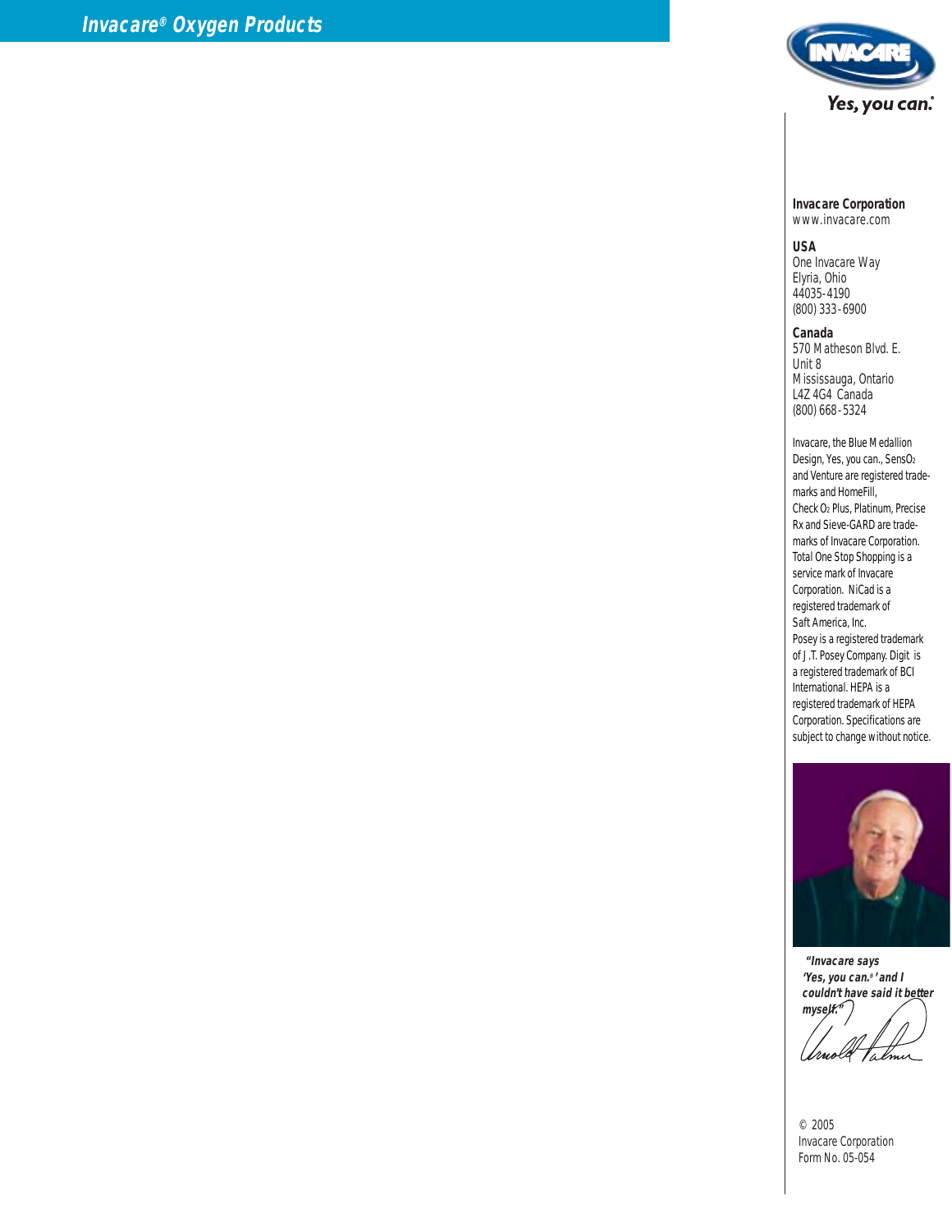**Invacare Corporation**
www.invacare.com

**USA**
One Invacare Way
Elyria, Ohio
44035-4190
(800) 333-6900

**Canada**
570 Matheson Blvd. E.
Unit 8
Mississauga, Ontario
L4Z 4G4 Canada
(800) 668-5324

Invacare, the Blue Medallion Design, Yes, you can., Sens$O_2$ and Venture are registered trademarks and HomeFill, Check $O_2$ Plus, Platinum, Precise Rx and Sieve-GARD are trademarks of Invacare Corporation. Total One Stop Shopping is a service mark of Invacare Corporation. NiCad is a registered trademark of Saft America, Inc. Posey is a registered trademark of J.T. Posey Company. Digit is a registered trademark of BCI International. HEPA is a registered trademark of HEPA Corporation. Specifications are subject to change without notice.

***"Invacare says 'Yes, you can.®' and I couldn't have said it better myself."***

© 2005
Invacare Corporation
Form No. 05-054